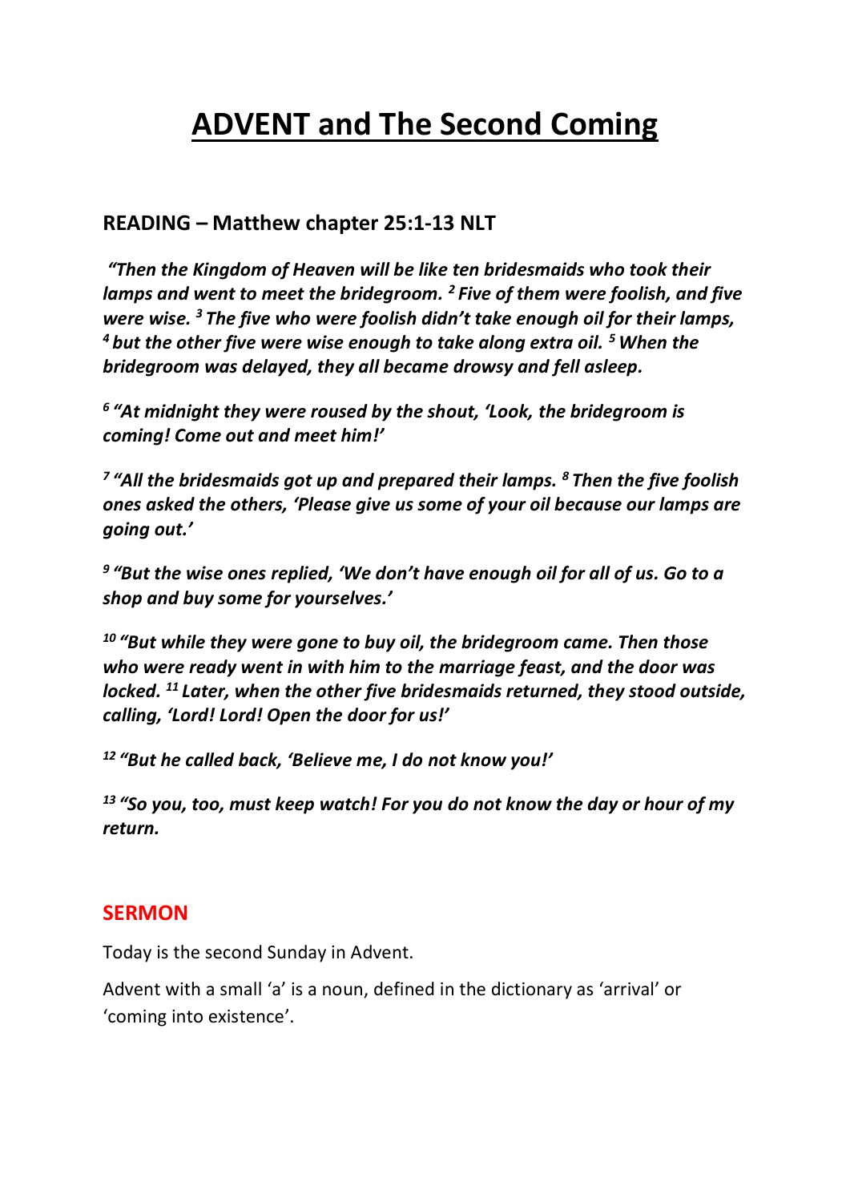# ADVENT and The Second Coming

## READING – Matthew chapter 25:1-13 NLT

***"Then the Kingdom of Heaven will be like ten bridesmaids who took their lamps and went to meet the bridegroom. [2] Five of them were foolish, and five were wise. [3] The five who were foolish didn't take enough oil for their lamps, [4] but the other five were wise enough to take along extra oil. [5] When the bridegroom was delayed, they all became drowsy and fell asleep.***

***[6] "At midnight they were roused by the shout, 'Look, the bridegroom is coming! Come out and meet him!'***

***[7] "All the bridesmaids got up and prepared their lamps. [8] Then the five foolish ones asked the others, 'Please give us some of your oil because our lamps are going out.'***

***[9] "But the wise ones replied, 'We don't have enough oil for all of us. Go to a shop and buy some for yourselves.'***

***[10] "But while they were gone to buy oil, the bridegroom came. Then those who were ready went in with him to the marriage feast, and the door was locked. [11] Later, when the other five bridesmaids returned, they stood outside, calling, 'Lord! Lord! Open the door for us!'***

***[12] "But he called back, 'Believe me, I do not know you!'***

***[13] "So you, too, must keep watch! For you do not know the day or hour of my return.***

## SERMON

Today is the second Sunday in Advent.

Advent with a small 'a' is a noun, defined in the dictionary as 'arrival' or 'coming into existence'.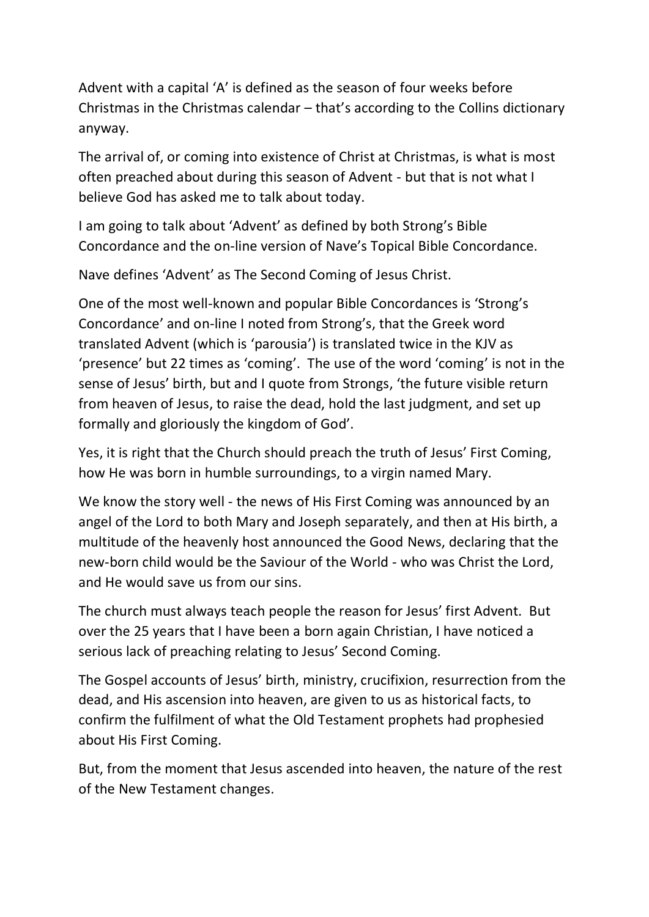Advent with a capital 'A' is defined as the season of four weeks before Christmas in the Christmas calendar – that's according to the Collins dictionary anyway.

The arrival of, or coming into existence of Christ at Christmas, is what is most often preached about during this season of Advent - but that is not what I believe God has asked me to talk about today.

I am going to talk about 'Advent' as defined by both Strong's Bible Concordance and the on-line version of Nave's Topical Bible Concordance.

Nave defines 'Advent' as The Second Coming of Jesus Christ.

One of the most well-known and popular Bible Concordances is 'Strong's Concordance' and on-line I noted from Strong's, that the Greek word translated Advent (which is 'parousia') is translated twice in the KJV as 'presence' but 22 times as 'coming'. The use of the word 'coming' is not in the sense of Jesus' birth, but and I quote from Strongs, 'the future visible return from heaven of Jesus, to raise the dead, hold the last judgment, and set up formally and gloriously the kingdom of God'.

Yes, it is right that the Church should preach the truth of Jesus' First Coming, how He was born in humble surroundings, to a virgin named Mary.

We know the story well - the news of His First Coming was announced by an angel of the Lord to both Mary and Joseph separately, and then at His birth, a multitude of the heavenly host announced the Good News, declaring that the new-born child would be the Saviour of the World - who was Christ the Lord, and He would save us from our sins.

The church must always teach people the reason for Jesus' first Advent. But over the 25 years that I have been a born again Christian, I have noticed a serious lack of preaching relating to Jesus' Second Coming.

The Gospel accounts of Jesus' birth, ministry, crucifixion, resurrection from the dead, and His ascension into heaven, are given to us as historical facts, to confirm the fulfilment of what the Old Testament prophets had prophesied about His First Coming.

But, from the moment that Jesus ascended into heaven, the nature of the rest of the New Testament changes.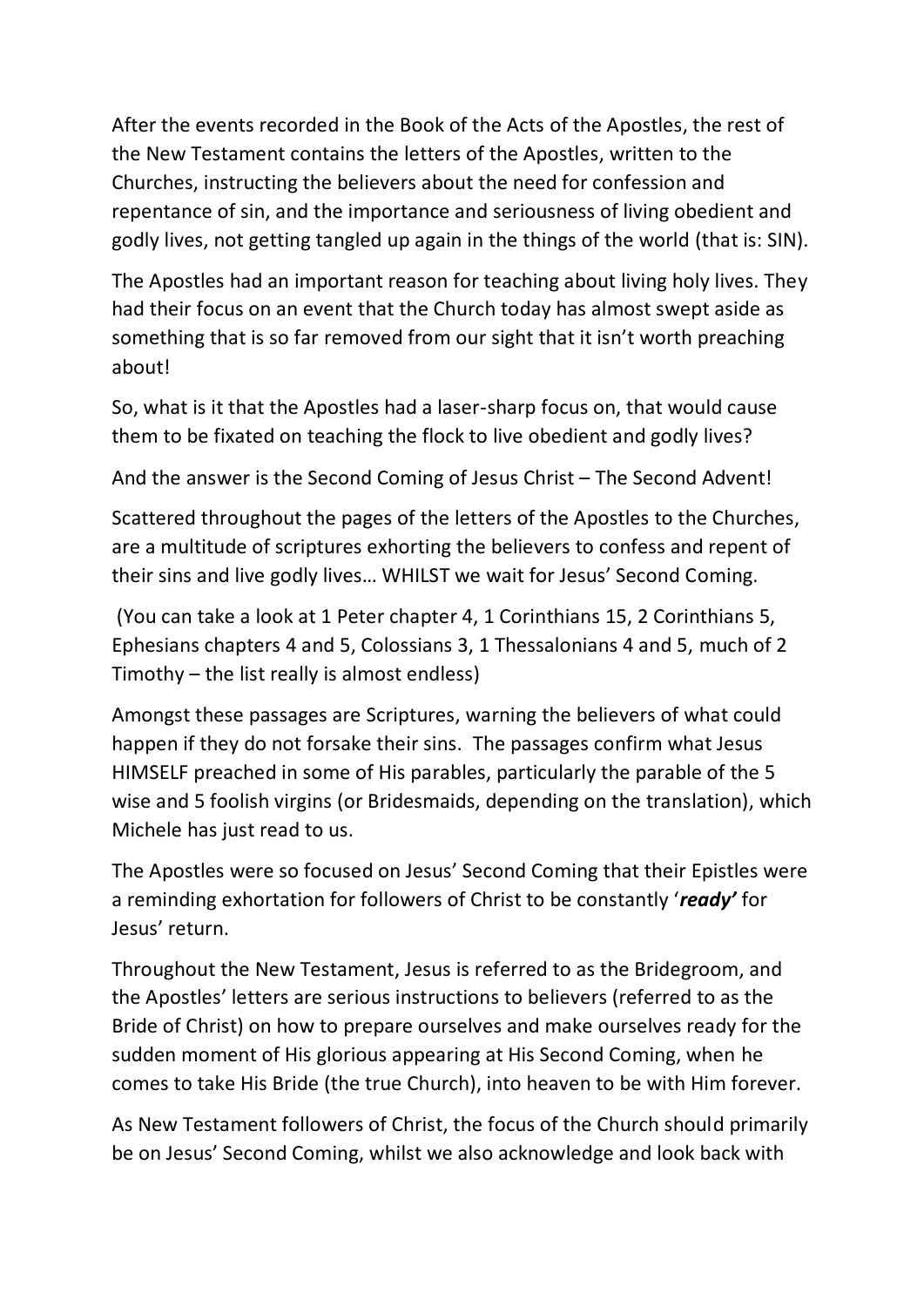After the events recorded in the Book of the Acts of the Apostles, the rest of the New Testament contains the letters of the Apostles, written to the Churches, instructing the believers about the need for confession and repentance of sin, and the importance and seriousness of living obedient and godly lives, not getting tangled up again in the things of the world (that is: SIN).

The Apostles had an important reason for teaching about living holy lives. They had their focus on an event that the Church today has almost swept aside as something that is so far removed from our sight that it isn't worth preaching about!

So, what is it that the Apostles had a laser-sharp focus on, that would cause them to be fixated on teaching the flock to live obedient and godly lives?

And the answer is the Second Coming of Jesus Christ – The Second Advent!

Scattered throughout the pages of the letters of the Apostles to the Churches, are a multitude of scriptures exhorting the believers to confess and repent of their sins and live godly lives… WHILST we wait for Jesus' Second Coming.

(You can take a look at 1 Peter chapter 4, 1 Corinthians 15, 2 Corinthians 5, Ephesians chapters 4 and 5, Colossians 3, 1 Thessalonians 4 and 5, much of 2 Timothy – the list really is almost endless)

Amongst these passages are Scriptures, warning the believers of what could happen if they do not forsake their sins. The passages confirm what Jesus HIMSELF preached in some of His parables, particularly the parable of the 5 wise and 5 foolish virgins (or Bridesmaids, depending on the translation), which Michele has just read to us.

The Apostles were so focused on Jesus' Second Coming that their Epistles were a reminding exhortation for followers of Christ to be constantly '***ready'*** for Jesus' return.

Throughout the New Testament, Jesus is referred to as the Bridegroom, and the Apostles' letters are serious instructions to believers (referred to as the Bride of Christ) on how to prepare ourselves and make ourselves ready for the sudden moment of His glorious appearing at His Second Coming, when he comes to take His Bride (the true Church), into heaven to be with Him forever.

As New Testament followers of Christ, the focus of the Church should primarily be on Jesus' Second Coming, whilst we also acknowledge and look back with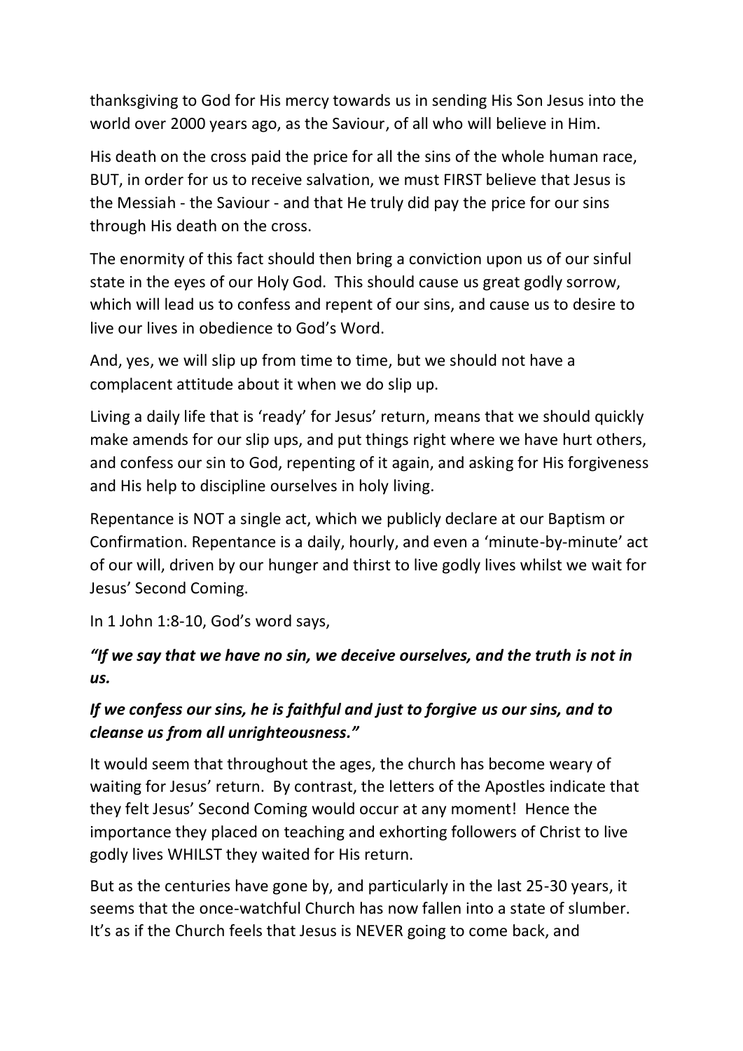thanksgiving to God for His mercy towards us in sending His Son Jesus into the world over 2000 years ago, as the Saviour, of all who will believe in Him.

His death on the cross paid the price for all the sins of the whole human race, BUT, in order for us to receive salvation, we must FIRST believe that Jesus is the Messiah - the Saviour - and that He truly did pay the price for our sins through His death on the cross.

The enormity of this fact should then bring a conviction upon us of our sinful state in the eyes of our Holy God. This should cause us great godly sorrow, which will lead us to confess and repent of our sins, and cause us to desire to live our lives in obedience to God's Word.

And, yes, we will slip up from time to time, but we should not have a complacent attitude about it when we do slip up.

Living a daily life that is 'ready' for Jesus' return, means that we should quickly make amends for our slip ups, and put things right where we have hurt others, and confess our sin to God, repenting of it again, and asking for His forgiveness and His help to discipline ourselves in holy living.

Repentance is NOT a single act, which we publicly declare at our Baptism or Confirmation. Repentance is a daily, hourly, and even a 'minute-by-minute' act of our will, driven by our hunger and thirst to live godly lives whilst we wait for Jesus' Second Coming.

In 1 John 1:8-10, God's word says,

***"If we say that we have no sin, we deceive ourselves, and the truth is not in us.***

***If we confess our sins, he is faithful and just to forgive us our sins, and to cleanse us from all unrighteousness."***

It would seem that throughout the ages, the church has become weary of waiting for Jesus' return. By contrast, the letters of the Apostles indicate that they felt Jesus' Second Coming would occur at any moment! Hence the importance they placed on teaching and exhorting followers of Christ to live godly lives WHILST they waited for His return.

But as the centuries have gone by, and particularly in the last 25-30 years, it seems that the once-watchful Church has now fallen into a state of slumber. It's as if the Church feels that Jesus is NEVER going to come back, and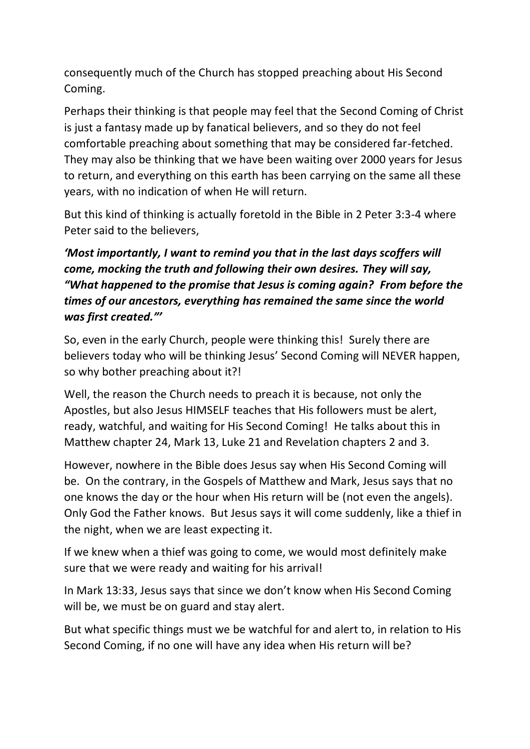consequently much of the Church has stopped preaching about His Second Coming.

Perhaps their thinking is that people may feel that the Second Coming of Christ is just a fantasy made up by fanatical believers, and so they do not feel comfortable preaching about something that may be considered far-fetched. They may also be thinking that we have been waiting over 2000 years for Jesus to return, and everything on this earth has been carrying on the same all these years, with no indication of when He will return.

But this kind of thinking is actually foretold in the Bible in 2 Peter 3:3-4 where Peter said to the believers,

***'Most importantly, I want to remind you that in the last days scoffers will come, mocking the truth and following their own desires. They will say, "What happened to the promise that Jesus is coming again? From before the times of our ancestors, everything has remained the same since the world was first created."'***

So, even in the early Church, people were thinking this! Surely there are believers today who will be thinking Jesus' Second Coming will NEVER happen, so why bother preaching about it?!

Well, the reason the Church needs to preach it is because, not only the Apostles, but also Jesus HIMSELF teaches that His followers must be alert, ready, watchful, and waiting for His Second Coming! He talks about this in Matthew chapter 24, Mark 13, Luke 21 and Revelation chapters 2 and 3.

However, nowhere in the Bible does Jesus say when His Second Coming will be. On the contrary, in the Gospels of Matthew and Mark, Jesus says that no one knows the day or the hour when His return will be (not even the angels). Only God the Father knows. But Jesus says it will come suddenly, like a thief in the night, when we are least expecting it.

If we knew when a thief was going to come, we would most definitely make sure that we were ready and waiting for his arrival!

In Mark 13:33, Jesus says that since we don't know when His Second Coming will be, we must be on guard and stay alert.

But what specific things must we be watchful for and alert to, in relation to His Second Coming, if no one will have any idea when His return will be?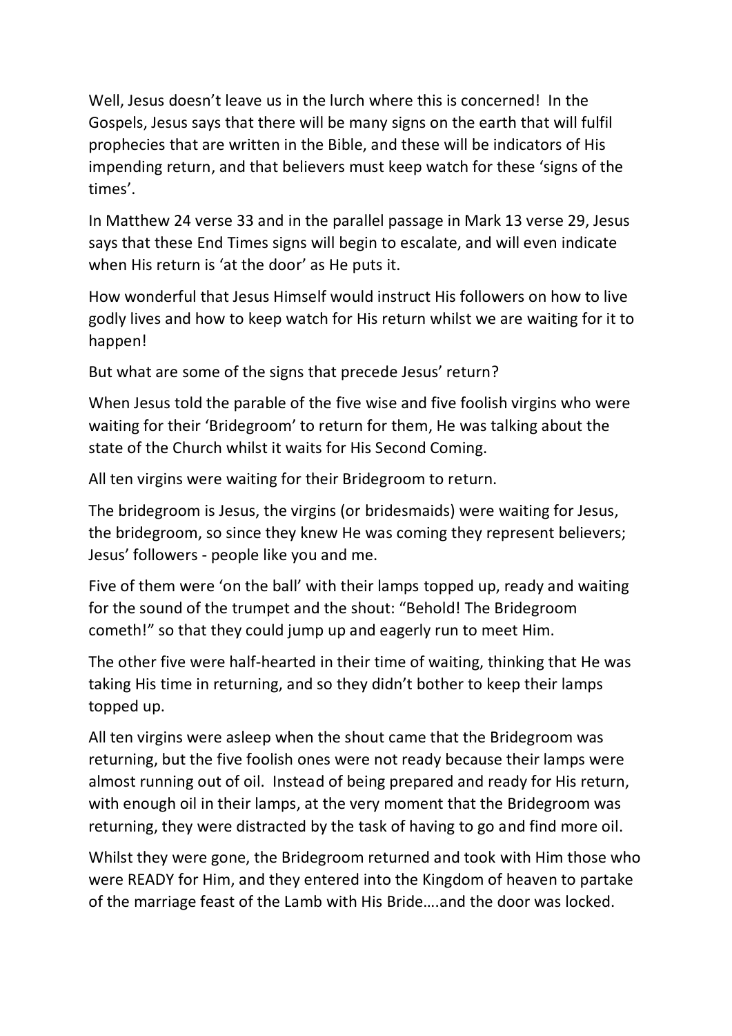Well, Jesus doesn't leave us in the lurch where this is concerned! In the Gospels, Jesus says that there will be many signs on the earth that will fulfil prophecies that are written in the Bible, and these will be indicators of His impending return, and that believers must keep watch for these 'signs of the times'.

In Matthew 24 verse 33 and in the parallel passage in Mark 13 verse 29, Jesus says that these End Times signs will begin to escalate, and will even indicate when His return is 'at the door' as He puts it.

How wonderful that Jesus Himself would instruct His followers on how to live godly lives and how to keep watch for His return whilst we are waiting for it to happen!

But what are some of the signs that precede Jesus' return?

When Jesus told the parable of the five wise and five foolish virgins who were waiting for their 'Bridegroom' to return for them, He was talking about the state of the Church whilst it waits for His Second Coming.

All ten virgins were waiting for their Bridegroom to return.

The bridegroom is Jesus, the virgins (or bridesmaids) were waiting for Jesus, the bridegroom, so since they knew He was coming they represent believers; Jesus' followers - people like you and me.

Five of them were 'on the ball' with their lamps topped up, ready and waiting for the sound of the trumpet and the shout: "Behold! The Bridegroom cometh!" so that they could jump up and eagerly run to meet Him.

The other five were half-hearted in their time of waiting, thinking that He was taking His time in returning, and so they didn't bother to keep their lamps topped up.

All ten virgins were asleep when the shout came that the Bridegroom was returning, but the five foolish ones were not ready because their lamps were almost running out of oil. Instead of being prepared and ready for His return, with enough oil in their lamps, at the very moment that the Bridegroom was returning, they were distracted by the task of having to go and find more oil.

Whilst they were gone, the Bridegroom returned and took with Him those who were READY for Him, and they entered into the Kingdom of heaven to partake of the marriage feast of the Lamb with His Bride….and the door was locked.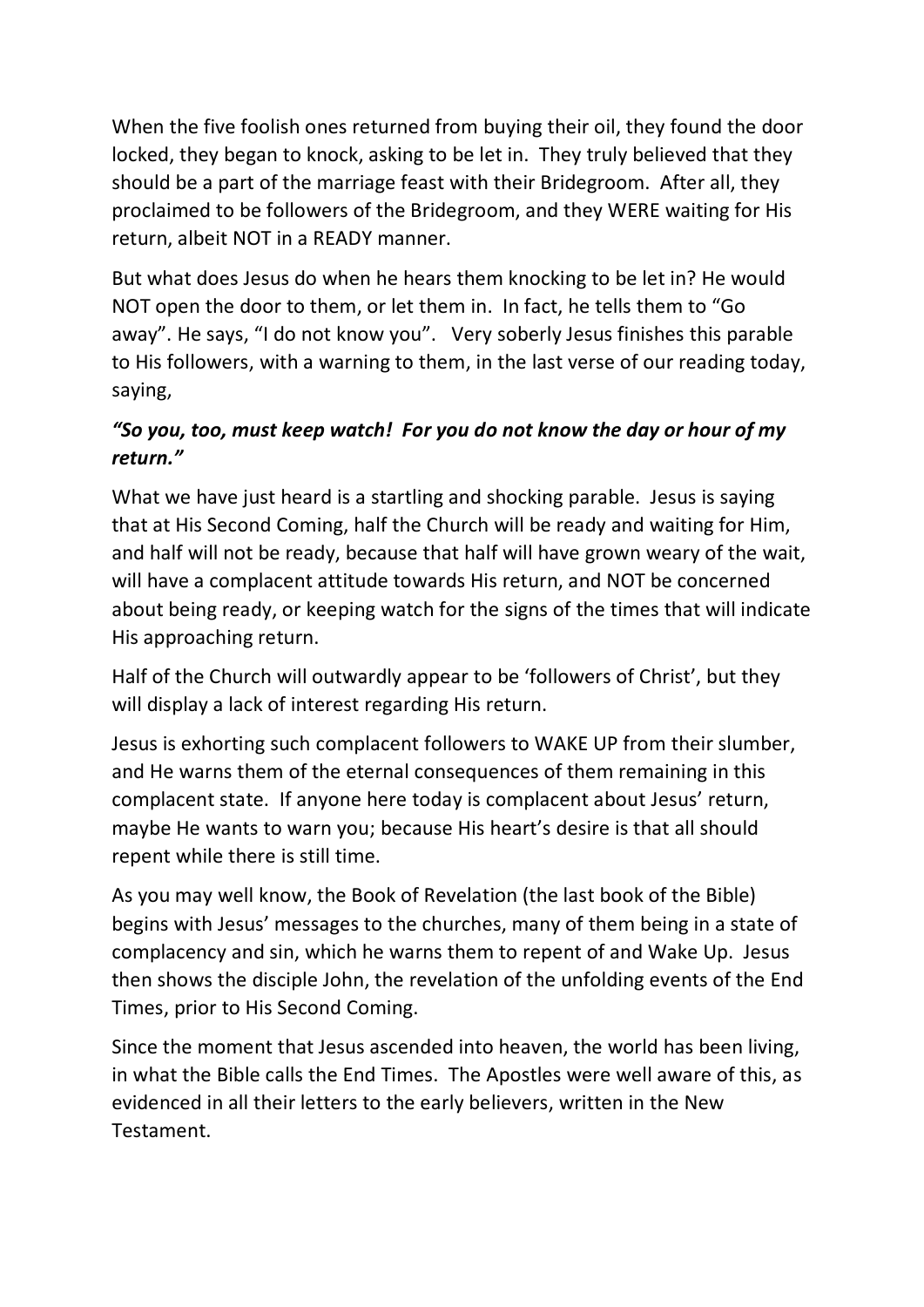When the five foolish ones returned from buying their oil, they found the door locked, they began to knock, asking to be let in. They truly believed that they should be a part of the marriage feast with their Bridegroom. After all, they proclaimed to be followers of the Bridegroom, and they WERE waiting for His return, albeit NOT in a READY manner.

But what does Jesus do when he hears them knocking to be let in? He would NOT open the door to them, or let them in. In fact, he tells them to "Go away". He says, "I do not know you". Very soberly Jesus finishes this parable to His followers, with a warning to them, in the last verse of our reading today, saying,

***"So you, too, must keep watch! For you do not know the day or hour of my return."***

What we have just heard is a startling and shocking parable. Jesus is saying that at His Second Coming, half the Church will be ready and waiting for Him, and half will not be ready, because that half will have grown weary of the wait, will have a complacent attitude towards His return, and NOT be concerned about being ready, or keeping watch for the signs of the times that will indicate His approaching return.

Half of the Church will outwardly appear to be 'followers of Christ', but they will display a lack of interest regarding His return.

Jesus is exhorting such complacent followers to WAKE UP from their slumber, and He warns them of the eternal consequences of them remaining in this complacent state. If anyone here today is complacent about Jesus' return, maybe He wants to warn you; because His heart's desire is that all should repent while there is still time.

As you may well know, the Book of Revelation (the last book of the Bible) begins with Jesus' messages to the churches, many of them being in a state of complacency and sin, which he warns them to repent of and Wake Up. Jesus then shows the disciple John, the revelation of the unfolding events of the End Times, prior to His Second Coming.

Since the moment that Jesus ascended into heaven, the world has been living, in what the Bible calls the End Times. The Apostles were well aware of this, as evidenced in all their letters to the early believers, written in the New Testament.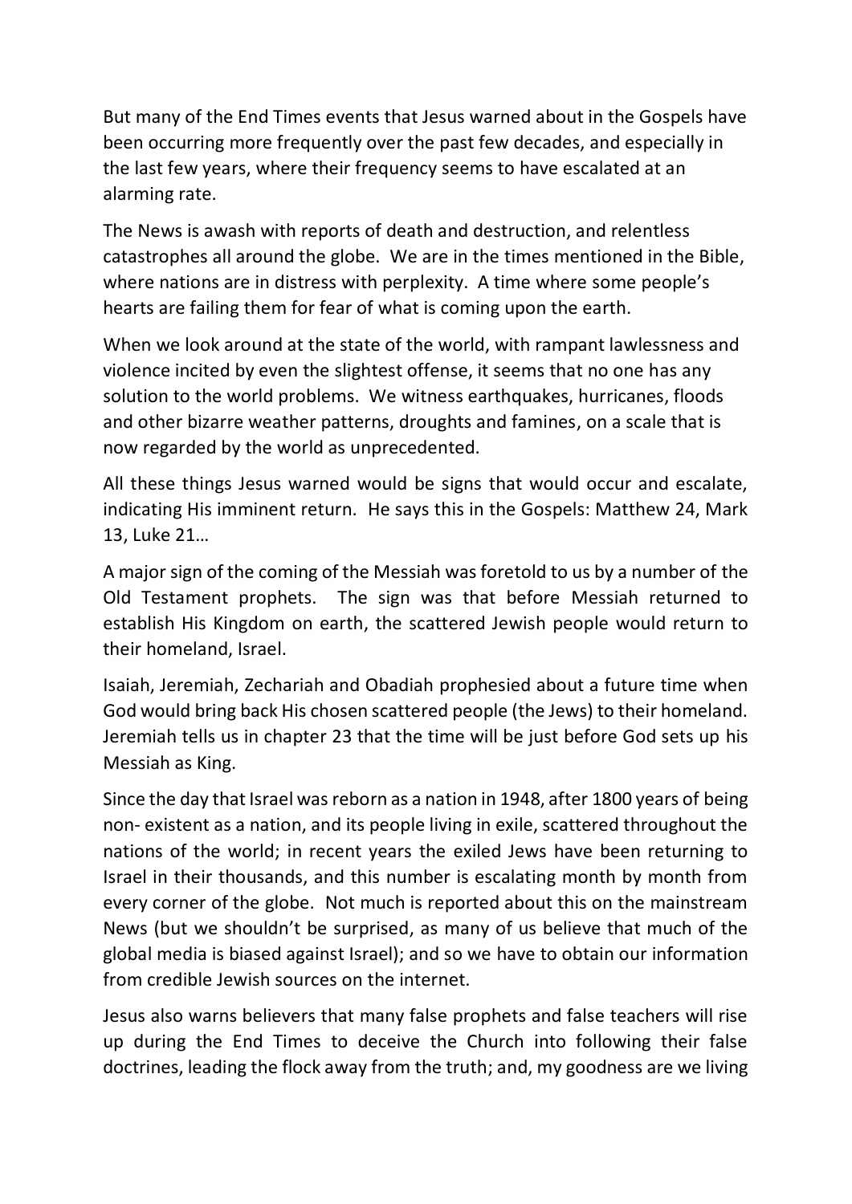But many of the End Times events that Jesus warned about in the Gospels have been occurring more frequently over the past few decades, and especially in the last few years, where their frequency seems to have escalated at an alarming rate.

The News is awash with reports of death and destruction, and relentless catastrophes all around the globe. We are in the times mentioned in the Bible, where nations are in distress with perplexity. A time where some people's hearts are failing them for fear of what is coming upon the earth.

When we look around at the state of the world, with rampant lawlessness and violence incited by even the slightest offense, it seems that no one has any solution to the world problems. We witness earthquakes, hurricanes, floods and other bizarre weather patterns, droughts and famines, on a scale that is now regarded by the world as unprecedented.

All these things Jesus warned would be signs that would occur and escalate, indicating His imminent return. He says this in the Gospels: Matthew 24, Mark 13, Luke 21…

A major sign of the coming of the Messiah was foretold to us by a number of the Old Testament prophets. The sign was that before Messiah returned to establish His Kingdom on earth, the scattered Jewish people would return to their homeland, Israel.

Isaiah, Jeremiah, Zechariah and Obadiah prophesied about a future time when God would bring back His chosen scattered people (the Jews) to their homeland. Jeremiah tells us in chapter 23 that the time will be just before God sets up his Messiah as King.

Since the day that Israel was reborn as a nation in 1948, after 1800 years of being non- existent as a nation, and its people living in exile, scattered throughout the nations of the world; in recent years the exiled Jews have been returning to Israel in their thousands, and this number is escalating month by month from every corner of the globe. Not much is reported about this on the mainstream News (but we shouldn't be surprised, as many of us believe that much of the global media is biased against Israel); and so we have to obtain our information from credible Jewish sources on the internet.

Jesus also warns believers that many false prophets and false teachers will rise up during the End Times to deceive the Church into following their false doctrines, leading the flock away from the truth; and, my goodness are we living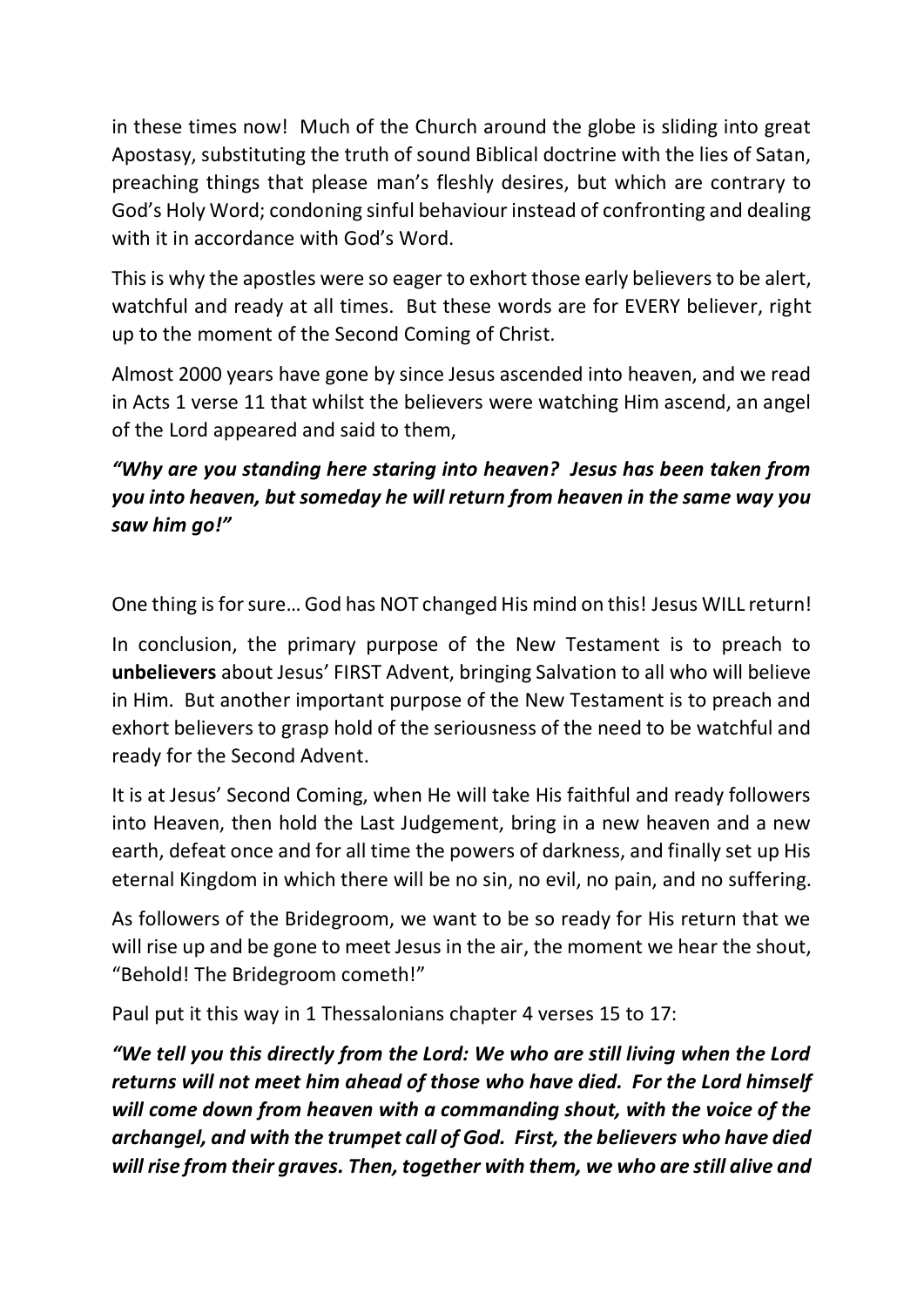in these times now! Much of the Church around the globe is sliding into great Apostasy, substituting the truth of sound Biblical doctrine with the lies of Satan, preaching things that please man's fleshly desires, but which are contrary to God's Holy Word; condoning sinful behaviour instead of confronting and dealing with it in accordance with God's Word.

This is why the apostles were so eager to exhort those early believers to be alert, watchful and ready at all times. But these words are for EVERY believer, right up to the moment of the Second Coming of Christ.

Almost 2000 years have gone by since Jesus ascended into heaven, and we read in Acts 1 verse 11 that whilst the believers were watching Him ascend, an angel of the Lord appeared and said to them,

***"Why are you standing here staring into heaven? Jesus has been taken from you into heaven, but someday he will return from heaven in the same way you saw him go!"***

One thing is for sure… God has NOT changed His mind on this! Jesus WILL return!

In conclusion, the primary purpose of the New Testament is to preach to **unbelievers** about Jesus' FIRST Advent, bringing Salvation to all who will believe in Him. But another important purpose of the New Testament is to preach and exhort believers to grasp hold of the seriousness of the need to be watchful and ready for the Second Advent.

It is at Jesus' Second Coming, when He will take His faithful and ready followers into Heaven, then hold the Last Judgement, bring in a new heaven and a new earth, defeat once and for all time the powers of darkness, and finally set up His eternal Kingdom in which there will be no sin, no evil, no pain, and no suffering.

As followers of the Bridegroom, we want to be so ready for His return that we will rise up and be gone to meet Jesus in the air, the moment we hear the shout, "Behold! The Bridegroom cometh!"

Paul put it this way in 1 Thessalonians chapter 4 verses 15 to 17:

***"We tell you this directly from the Lord: We who are still living when the Lord returns will not meet him ahead of those who have died. For the Lord himself will come down from heaven with a commanding shout, with the voice of the archangel, and with the trumpet call of God. First, the believers who have died will rise from their graves. Then, together with them, we who are still alive and***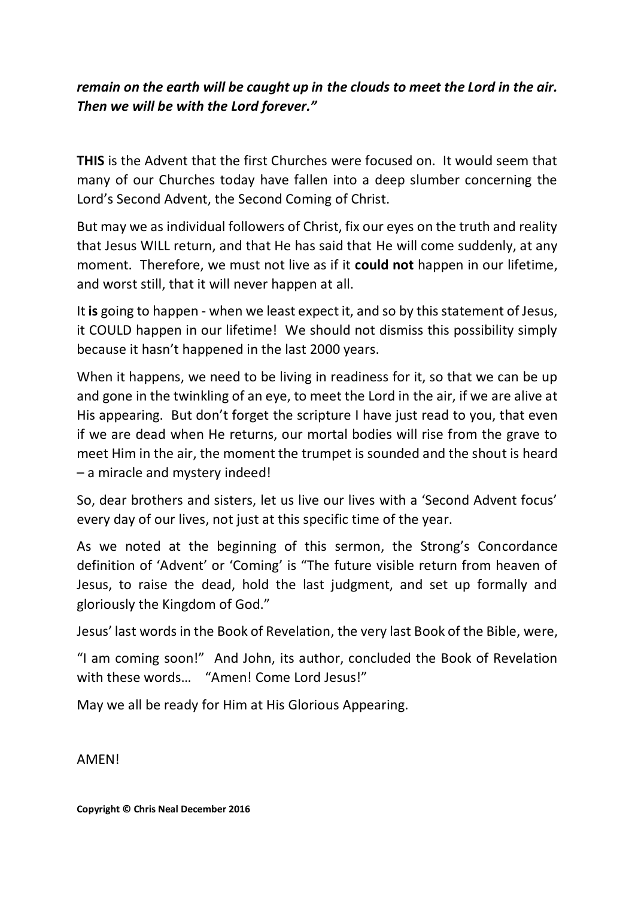***remain on the earth will be caught up in the clouds to meet the Lord in the air. Then we will be with the Lord forever."***

**THIS** is the Advent that the first Churches were focused on. It would seem that many of our Churches today have fallen into a deep slumber concerning the Lord's Second Advent, the Second Coming of Christ.

But may we as individual followers of Christ, fix our eyes on the truth and reality that Jesus WILL return, and that He has said that He will come suddenly, at any moment. Therefore, we must not live as if it **could not** happen in our lifetime, and worst still, that it will never happen at all.

It **is** going to happen - when we least expect it, and so by this statement of Jesus, it COULD happen in our lifetime! We should not dismiss this possibility simply because it hasn't happened in the last 2000 years.

When it happens, we need to be living in readiness for it, so that we can be up and gone in the twinkling of an eye, to meet the Lord in the air, if we are alive at His appearing. But don't forget the scripture I have just read to you, that even if we are dead when He returns, our mortal bodies will rise from the grave to meet Him in the air, the moment the trumpet is sounded and the shout is heard – a miracle and mystery indeed!

So, dear brothers and sisters, let us live our lives with a 'Second Advent focus' every day of our lives, not just at this specific time of the year.

As we noted at the beginning of this sermon, the Strong's Concordance definition of 'Advent' or 'Coming' is "The future visible return from heaven of Jesus, to raise the dead, hold the last judgment, and set up formally and gloriously the Kingdom of God."

Jesus' last words in the Book of Revelation, the very last Book of the Bible, were,

"I am coming soon!" And John, its author, concluded the Book of Revelation with these words… "Amen! Come Lord Jesus!"

May we all be ready for Him at His Glorious Appearing.

AMEN!

**Copyright © Chris Neal December 2016**